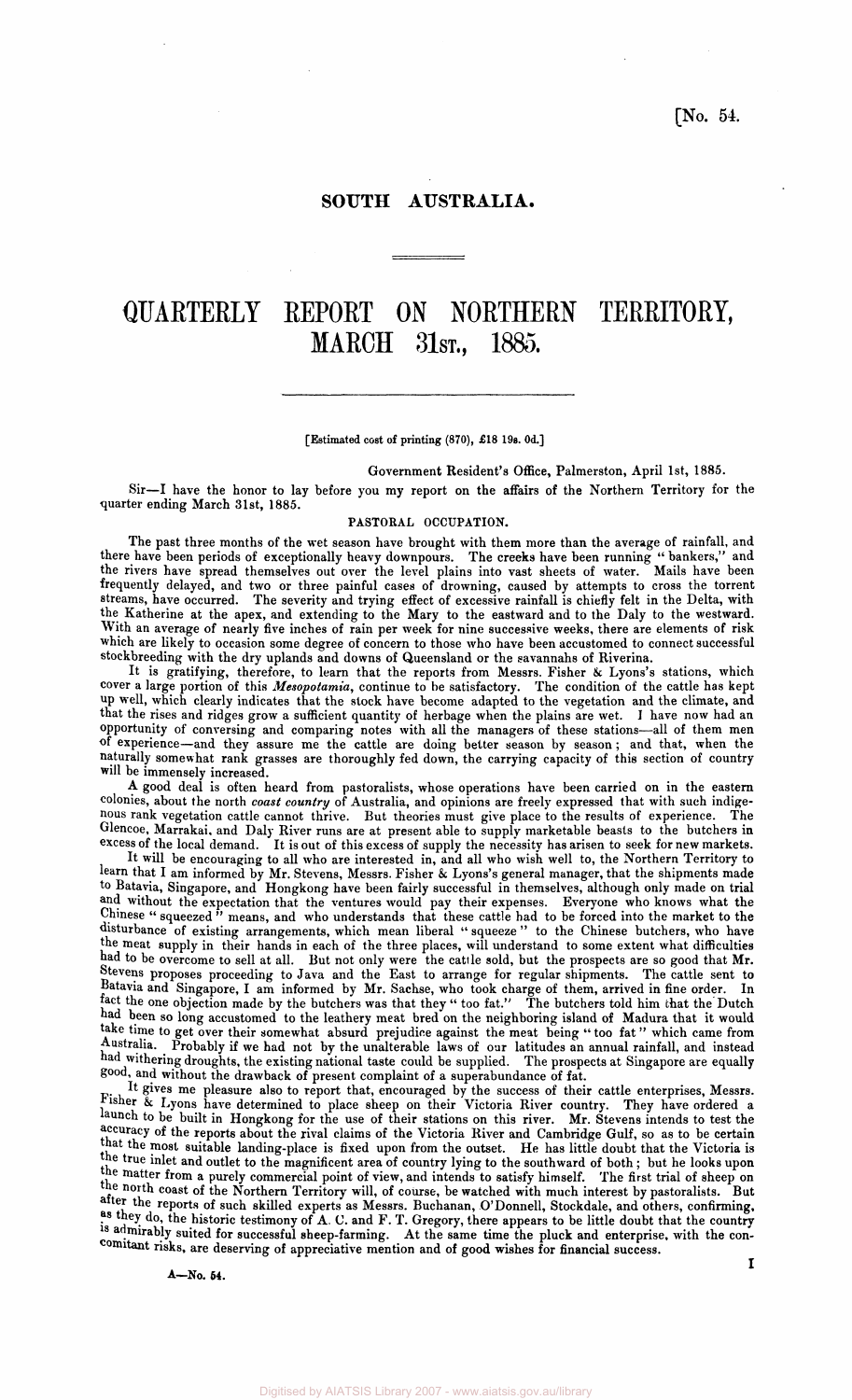[No. 54.

# SOUTH AUSTRALIA.

# QUARTERLY REPORT ON NORTHERN TERRITORY, MARCH 31st., 1885.

[Estimated cost of printing (870), £18 19s. 0d.]

Government Resident's Office, Palmerston, April 1st, 1885.

Sir—I have the honor to lay before you my report on the affairs of the Northern Territory for the quarter ending March 31st, 1885.

## PASTORAL OCCUPATION.

The past three months of the wet season have brought with them more than the average of rainfall, and there have been periods of exceptionally heavy downpours. The creeks have been running "bankers," and the rivers have spread themselves out over the level plains into vast sheets of water. Mails have been frequently delayed, and two or three painful cases of drowning, caused by attempts to cross the torrent streams, have occurred. The severity and trying effect of excessive rainfall is chiefly felt in the Delta, with the Katherine at the apex, and extending to the Mary to the eastward and to the Daly to the westward. With an average of nearly five inches of rain per week for nine successive weeks, there are elements of risk which are likely to occasion some degree of concern to those who have been accustomed to connect successful stockbreeding with the dry uplands and downs of Queensland or the savannahs of Riverina.

It is gratifying, therefore, to learn that the reports from Messrs. Fisher & Lyons's stations, which cover a large portion of this *Mesopotamia*, continue to be satisfactory. The condition of the cattle has kept up well, which clearly indicates that the stock have become adapted to the vegetation and the climate, and that the rises and ridges grow a sufficient quantity of herbage when the plains are wet. I have now had an opportunity of conversing and comparing notes with all the managers of these stations—all of them men of experience—and they assure me the cattle are doing better season by season; and that, when the naturally somewhat rank grasses are thoroughly fed down, the carrying capacity of this section of country will be immensely increased.

A good deal is often heard from pastoralists, whose operations have been carried on in the eastern colonies, about the north *coast country* of Australia, and opinions are freely expressed that with such indigenous rank vegetation cattle cannot thrive. But theories must give place to the results of experience. The Glencoe, Marrakai, and Daly River runs are at present able to supply marketable beasts to the butchers in excess of the local demand. It is out of this excess of supply the necessity has arisen to seek for new markets.

It will be encouraging to all who are interested in, and all who wish well to, the Northern Territory to learn that I am informed by Mr. Stevens, Messrs. Fisher & Lyons's general manager, that the shipments made to Batavia, Singapore, and Hongkong have been fairly successful in themselves, although only made on trial and without the expectation that the ventures would pay their expenses. Everyone who knows what the Chinese "squeezed" means, and who understands that these cattle had to be forced into the market to the disturbance of existing arrangements, which mean liberal "squeeze" to the Chinese butchers, who have the meat supply in their hands in each of the three places, will understand to some extent what difficulties had to be overcome to sell at all. But not only were the cattle sold, but the prospects are so good that Mr. Stevens proposes proceeding to Java and the East to arrange for regular shipments. The cattle sent to Batavia and Singapore, I am informed by Mr. Sachse, who took charge of them, arrived in fine order. In fact the one objection made by the butchers was that they "too fat." The butchers told him that the Dutch had been so long accustomed to the leathery meat bred on the neighboring island of Madura that it would take time to get over their somewhat absurd prejudice against the meat being "too fat" which came from Australia. Probably if we had not by the unalterable laws of our latitudes an annual rainfall, and instead had withering droughts, the existing national taste could be supplied. The prospects at Singapore are equally good, and without the drawback of present complaint of a superabundance of fat.

It gives me pleasure also to report that, encouraged by the success of their cattle enterprises, Messrs. Fisher & Lyons have determined to place sheep on their Victoria River country. They have ordered a launch to be built in Hongkong for the use of their stations on this river. Mr. Stevens intends to test the accuracy of the reports about the rival claims of the Victoria River and Cambridge Gulf, so as to be certain that the most suitable landing-place is fixed upon from the outset. He has little doubt that the Victoria is the true inlet and outlet to the magnificent area of country lying to the southward of both; but he looks upon the matter from a purely commercial point of view, and intends to satisfy himself. The first trial of sheep on the north coast of the Northern Territory will, of course, be watched with much interest by pastoralists. But after the reports of such skilled experts as Messrs. Buchanan, O'Donnell, Stockdale, and others, confirming, as they do, the historic testimony of A. C. and F. T. Gregory, there appears to be little doubt that the country is admirably suited for successful sheep-farming. At the same time the pluck and enterprise, with the concomitant risks, are deserving of appreciative mention and of good wishes for financial success.

A—No. 54.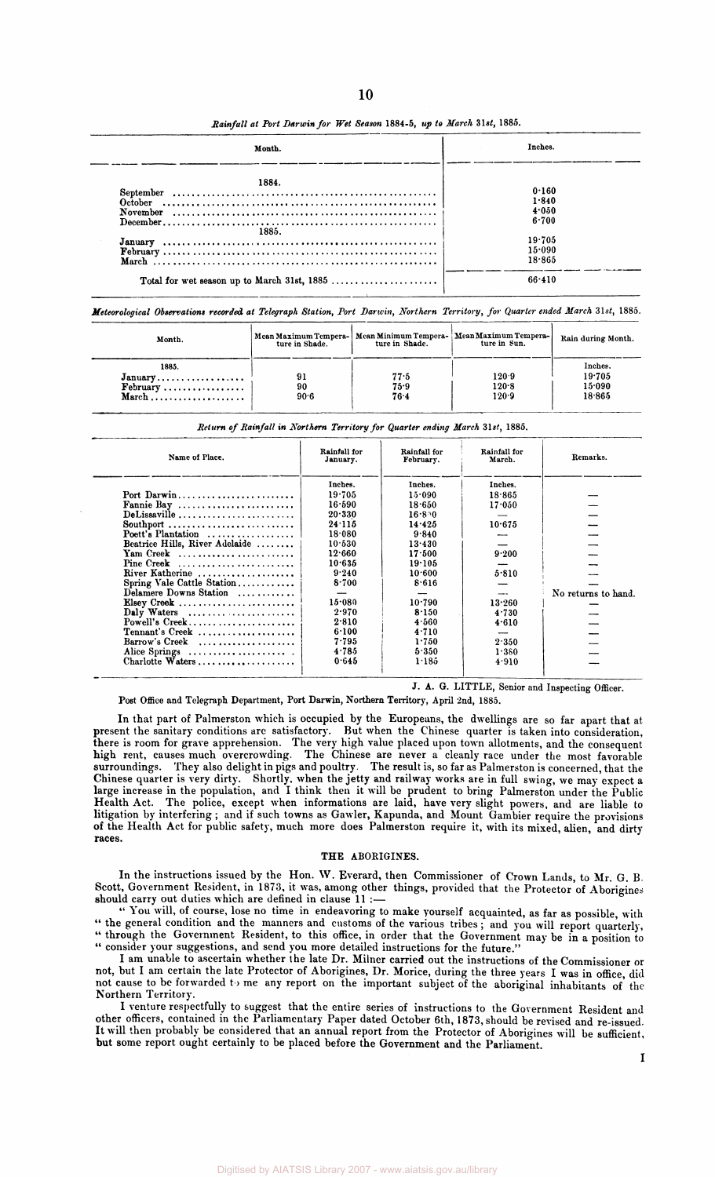*Rainfall at Port Darwin for Wet Season 1884-5, up to March 31st, 1885.*

| Month. | Inches. |
|---|---|
| 1884. | |
| September | 0·160 |
| October | 1·840 |
| November | 4·050 |
| December | 6·700 |
| 1885. | |
| January | 19·705 |
| February | 15·090 |
| March | 18·865 |
| Total for wet season up to March 31st, 1885 | 66·410 |

*Meteorological Observations recorded at Telegraph Station, Port Darwin, Northern Territory, for Quarter ended March 31st, 1885.*

| Month. | Mean Maximum Temperature in Shade. | Mean Minimum Temperature in Shade. | Mean Maximum Temperature in Sun. | Rain during Month. |
|---|---|---|---|---|
| 1885. | | | | Inches. |
| January | 91 | 77·5 | 120·9 | 19·705 |
| February | 90 | 75·9 | 120·8 | 15·090 |
| March | 90·6 | 76·4 | 120·9 | 18·865 |

*Return of Rainfall in Northern Territory for Quarter ending March 31st, 1885.*

| Name of Place. | Rainfall for January. | Rainfall for February. | Rainfall for March. | Remarks. |
|---|---|---|---|---|
| | Inches. | Inches. | Inches. | |
| Port Darwin | 19·705 | 15·090 | 18·865 | — |
| Fannie Bay | 16·590 | 18·650 | 17·050 | — |
| DeLissaville | 20·330 | 16·8·0 | — | — |
| Southport | 24·115 | 14·425 | 10·675 | — |
| Poett's Plantation | 18·080 | 9·840 | — | — |
| Beatrice Hills, River Adelaide | 10·530 | 13·430 | — | — |
| Yam Creek | 12·660 | 17·500 | 9·200 | — |
| Pine Creek | 10·635 | 19·105 | — | — |
| River Katherine | 9·240 | 10·600 | 5·810 | — |
| Spring Vale Cattle Station | 8·700 | 8·616 | — | — |
| Delamere Downs Station | — | — | — | No returns to hand. |
| Elsey Creek | 15·080 | 10·790 | 13·260 | — |
| Daly Waters | 2·970 | 8·150 | 4·730 | — |
| Powell's Creek | 2·810 | 4·560 | 4·610 | — |
| Tennant's Creek | 6·100 | 4·710 | — | — |
| Barrow's Creek | 7·795 | 1·750 | 2·350 | — |
| Alice Springs | 4·785 | 5·350 | 1·380 | — |
| Charlotte Waters | 0·645 | 1·185 | 4·910 | — |

J. A. G. LITTLE, Senior and Inspecting Officer.

Post Office and Telegraph Department, Port Darwin, Northern Territory, April 2nd, 1885.

In that part of Palmerston which is occupied by the Europeans, the dwellings are so far apart that at present the sanitary conditions are satisfactory. But when the Chinese quarter is taken into consideration, there is room for grave apprehension. The very high value placed upon town allotments, and the consequent high rent, causes much overcrowding. The Chinese are never a cleanly race under the most favorable surroundings. They also delight in pigs and poultry. The result is, so far as Palmerston is concerned, that the Chinese quarter is very dirty. Shortly, when the jetty and railway works are in full swing, we may expect a large increase in the population, and I think then it will be prudent to bring Palmerston under the Public Health Act. The police, except when informations are laid, have very slight powers, and are liable to litigation by interfering; and if such towns as Gawler, Kapunda, and Mount Gambier require the provisions of the Health Act for public safety, much more does Palmerston require it, with its mixed, alien, and dirty races.

## THE ABORIGINES.

In the instructions issued by the Hon. W. Everard, then Commissioner of Crown Lands, to Mr. G. B. Scott, Government Resident, in 1873, it was, among other things, provided that the Protector of Aborigines should carry out duties which are defined in clause 11 :—

" You will, of course, lose no time in endeavoring to make yourself acquainted, as far as possible, with " the general condition and the manners and customs of the various tribes; and you will report quarterly, " through the Government Resident, to this office, in order that the Government may be in a position to " consider your suggestions, and send you more detailed instructions for the future."

I am unable to ascertain whether the late Dr. Milner carried out the instructions of the Commissioner or not, but I am certain the late Protector of Aborigines, Dr. Morice, during the three years I was in office, did not cause to be forwarded to me any report on the important subject of the aboriginal inhabitants of the Northern Territory.

I venture respectfully to suggest that the entire series of instructions to the Government Resident and other officers, contained in the Parliamentary Paper dated October 6th, 1873, should be revised and re-issued. It will then probably be considered that an annual report from the Protector of Aborigines will be sufficient, but some report ought certainly to be placed before the Government and the Parliament.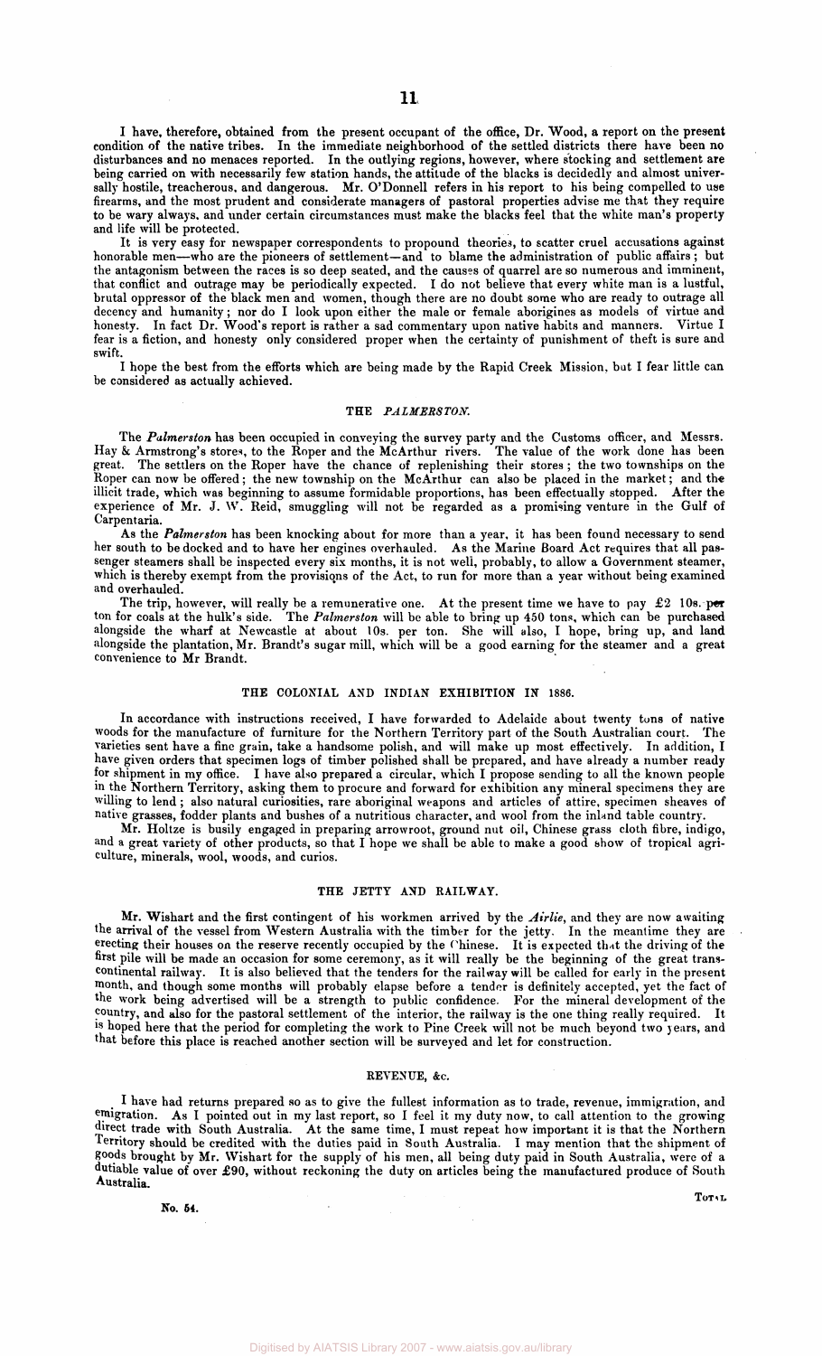I have, therefore, obtained from the present occupant of the office, Dr. Wood, a report on the present condition of the native tribes. In the immediate neighborhood of the settled districts there have been no disturbances and no menaces reported. In the outlying regions, however, where stocking and settlement are being carried on with necessarily few station hands, the attitude of the blacks is decidedly and almost universally hostile, treacherous, and dangerous. Mr. O'Donnell refers in his report to his being compelled to use firearms, and the most prudent and considerate managers of pastoral properties advise me that they require to be wary always, and under certain circumstances must make the blacks feel that the white man's property and life will be protected.

It is very easy for newspaper correspondents to propound theories, to scatter cruel accusations against honorable men—who are the pioneers of settlement—and to blame the administration of public affairs; but the antagonism between the races is so deep seated, and the causes of quarrel are so numerous and imminent, that conflict and outrage may be periodically expected. I do not believe that every white man is a lustful, brutal oppressor of the black men and women, though there are no doubt some who are ready to outrage all decency and humanity; nor do I look upon either the male or female aborigines as models of virtue and honesty. In fact Dr. Wood's report is rather a sad commentary upon native habits and manners. Virtue I fear is a fiction, and honesty only considered proper when the certainty of punishment of theft is sure and swift.

I hope the best from the efforts which are being made by the Rapid Creek Mission, but I fear little can be considered as actually achieved.

## THE *PALMERSTON*.

The *Palmerston* has been occupied in conveying the survey party and the Customs officer, and Messrs. Hay & Armstrong's stores, to the Roper and the McArthur rivers. The value of the work done has been great. The settlers on the Roper have the chance of replenishing their stores; the two townships on the Roper can now be offered; the new township on the McArthur can also be placed in the market; and the illicit trade, which was beginning to assume formidable proportions, has been effectually stopped. After the experience of Mr. J. W. Reid, smuggling will not be regarded as a promising venture in the Gulf of Carpentaria.

As the *Palmerston* has been knocking about for more than a year, it has been found necessary to send her south to be docked and to have her engines overhauled. As the Marine Board Act requires that all passenger steamers shall be inspected every six months, it is not well, probably, to allow a Government steamer, which is thereby exempt from the provisions of the Act, to run for more than a year without being examined and overhauled.

The trip, however, will really be a remunerative one. At the present time we have to pay £2 10s. per ton for coals at the hulk's side. The *Palmerston* will be able to bring up 450 tons, which can be purchased alongside the wharf at Newcastle at about 10s. per ton. She will also, I hope, bring up, and land alongside the plantation, Mr. Brandt's sugar mill, which will be a good earning for the steamer and a great convenience to Mr Brandt.

## THE COLONIAL AND INDIAN EXHIBITION IN 1886.

In accordance with instructions received, I have forwarded to Adelaide about twenty tons of native woods for the manufacture of furniture for the Northern Territory part of the South Australian court. The varieties sent have a fine grain, take a handsome polish, and will make up most effectively. In addition, I have given orders that specimen logs of timber polished shall be prepared, and have already a number ready for shipment in my office. I have also prepared a circular, which I propose sending to all the known people in the Northern Territory, asking them to procure and forward for exhibition any mineral specimens they are willing to lend; also natural curiosities, rare aboriginal weapons and articles of attire, specimen sheaves of native grasses, fodder plants and bushes of a nutritious character, and wool from the inland table country.

Mr. Holtze is busily engaged in preparing arrowroot, ground nut oil, Chinese grass cloth fibre, indigo, and a great variety of other products, so that I hope we shall be able to make a good show of tropical agriculture, minerals, wool, woods, and curios.

## THE JETTY AND RAILWAY.

Mr. Wishart and the first contingent of his workmen arrived by the *Airlie*, and they are now awaiting the arrival of the vessel from Western Australia with the timber for the jetty. In the meantime they are erecting their houses on the reserve recently occupied by the Chinese. It is expected that the driving of the first pile will be made an occasion for some ceremony, as it will really be the beginning of the great transcontinental railway. It is also believed that the tenders for the railway will be called for early in the present month, and though some months will probably elapse before a tender is definitely accepted, yet the fact of the work being advertised will be a strength to public confidence. For the mineral development of the country, and also for the pastoral settlement of the interior, the railway is the one thing really required. It is hoped here that the period for completing the work to Pine Creek will not be much beyond two years, and that before this place is reached another section will be surveyed and let for construction.

## REVENUE, &c.

I have had returns prepared so as to give the fullest information as to trade, revenue, immigration, and emigration. As I pointed out in my last report, so I feel it my duty now, to call attention to the growing direct trade with South Australia. At the same time, I must repeat how important it is that the Northern Territory should be credited with the duties paid in South Australia. I may mention that the shipment of goods brought by Mr. Wishart for the supply of his men, all being duty paid in South Australia, were of a dutiable value of over £90, without reckoning the duty on articles being the manufactured produce of South Australia.

No. 54.

TOTAL